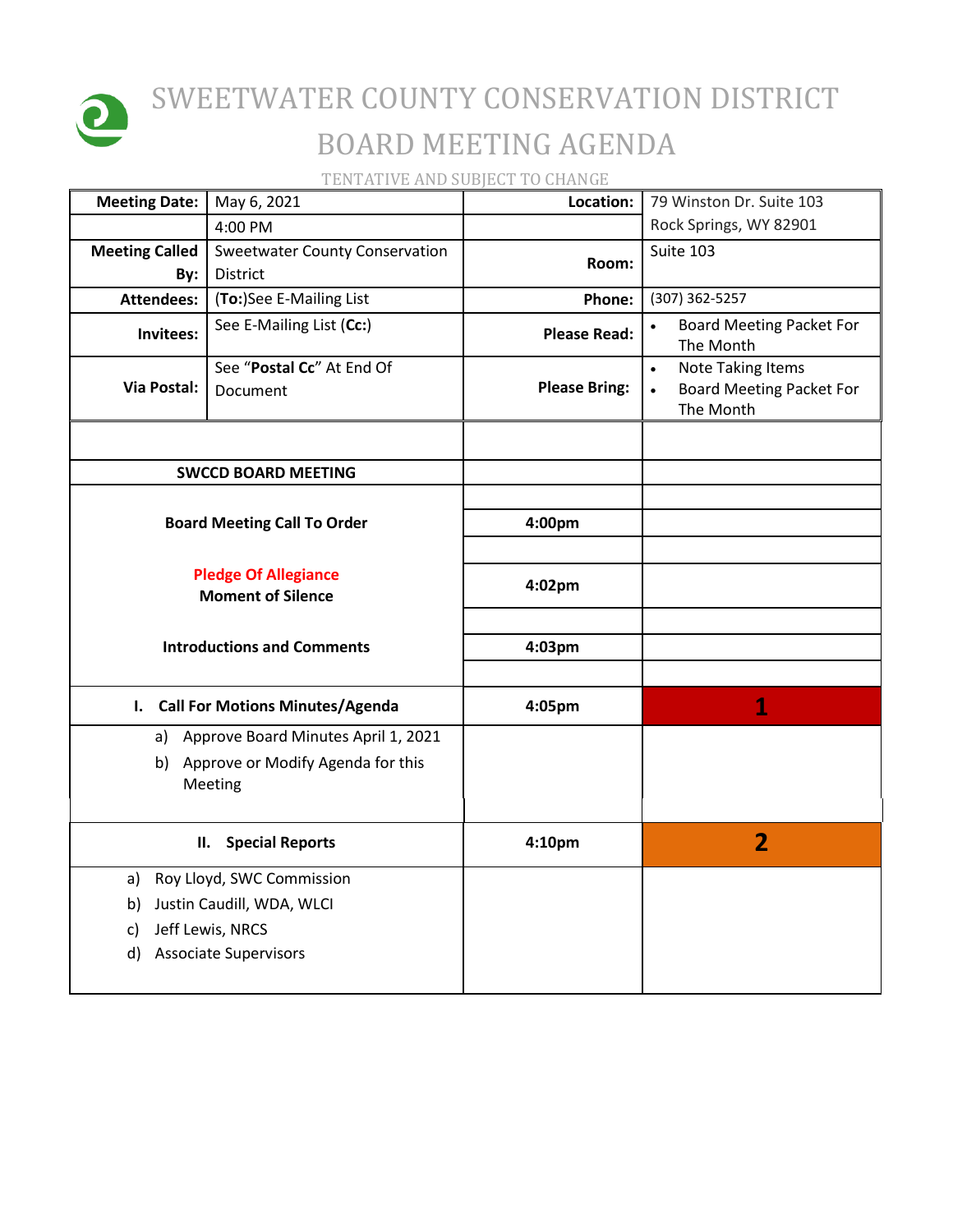# SWEETWATER COUNTY CONSERVATION DISTRICT

# BOARD MEETING AGENDA

TENTATIVE AND SUBJECT TO CHANGE

| **Meeting Date:** | May 6, 2021 | **Location:** | 79 Winston Dr. Suite 103 |
|---|---|---|---|
| | 4:00 PM | | Rock Springs, WY 82901 |
| **Meeting Called By:** | Sweetwater County Conservation District | **Room:** | Suite 103 |
| **Attendees:** | (**To:**)See E-Mailing List | **Phone:** | (307) 362-5257 |
| **Invitees:** | See E-Mailing List (**Cc:**) | **Please Read:** | • Board Meeting Packet For The Month |
| **Via Postal:** | See "**Postal Cc**" At End Of Document | **Please Bring:** | • Note Taking Items<br>• Board Meeting Packet For The Month |

| | | |
|---|---|---|
| **SWCCD BOARD MEETING** | | |
| **Board Meeting Call To Order** | **4:00pm** | |
| **Pledge Of Allegiance**<br>**Moment of Silence** | **4:02pm** | |
| **Introductions and Comments** | **4:03pm** | |
| **I. Call For Motions Minutes/Agenda** | **4:05pm** | **1** |
| a) Approve Board Minutes April 1, 2021<br>b) Approve or Modify Agenda for this Meeting | | |
| **II. Special Reports** | **4:10pm** | **2** |
| a) Roy Lloyd, SWC Commission<br>b) Justin Caudill, WDA, WLCI<br>c) Jeff Lewis, NRCS<br>d) Associate Supervisors | | |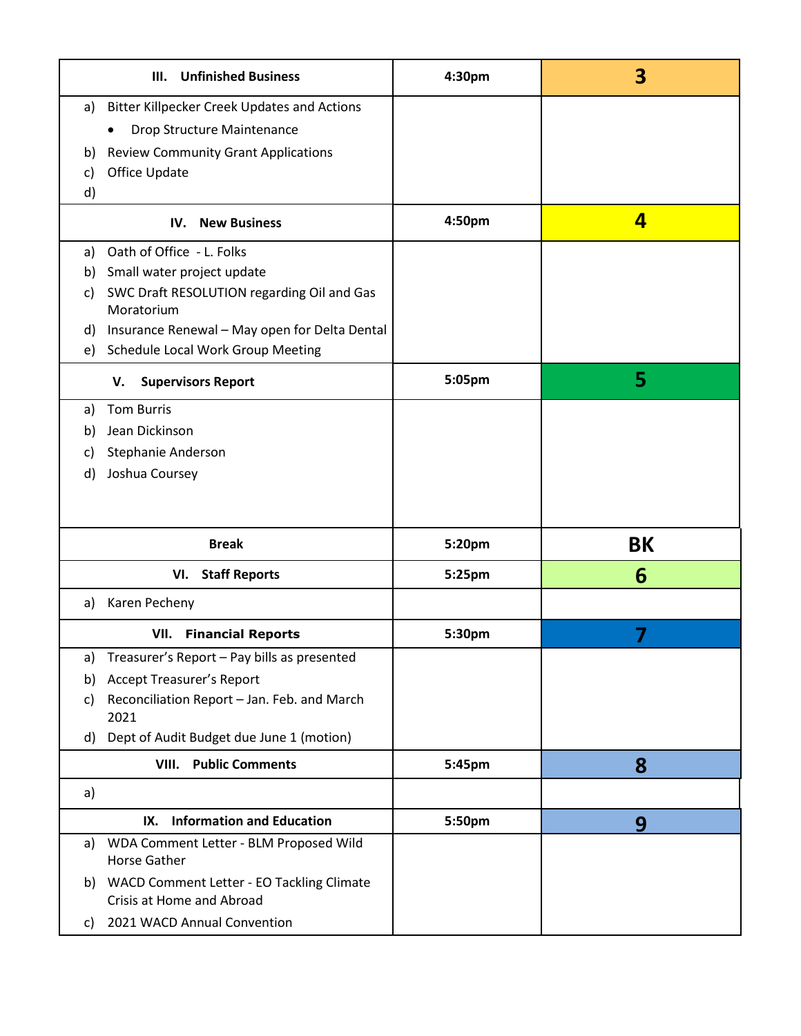| III. Unfinished Business | 4:30pm | 3 |
|---|---|---|
| a) Bitter Killpecker Creek Updates and Actions<br>• Drop Structure Maintenance<br>b) Review Community Grant Applications<br>c) Office Update<br>d) | | |
| **IV. New Business** | **4:50pm** | **4** |
| a) Oath of Office - L. Folks<br>b) Small water project update<br>c) SWC Draft RESOLUTION regarding Oil and Gas Moratorium<br>d) Insurance Renewal – May open for Delta Dental<br>e) Schedule Local Work Group Meeting | | |
| **V. Supervisors Report** | **5:05pm** | **5** |
| a) Tom Burris<br>b) Jean Dickinson<br>c) Stephanie Anderson<br>d) Joshua Coursey | | |
| **Break** | **5:20pm** | **BK** |
| **VI. Staff Reports** | **5:25pm** | **6** |
| a) Karen Pecheny | | |
| **VII. Financial Reports** | **5:30pm** | **7** |
| a) Treasurer's Report – Pay bills as presented<br>b) Accept Treasurer's Report<br>c) Reconciliation Report – Jan. Feb. and March 2021<br>d) Dept of Audit Budget due June 1 (motion) | | |
| **VIII. Public Comments** | **5:45pm** | **8** |
| a) | | |
| **IX. Information and Education** | **5:50pm** | **9** |
| a) WDA Comment Letter - BLM Proposed Wild Horse Gather<br>b) WACD Comment Letter - EO Tackling Climate Crisis at Home and Abroad<br>c) 2021 WACD Annual Convention | | |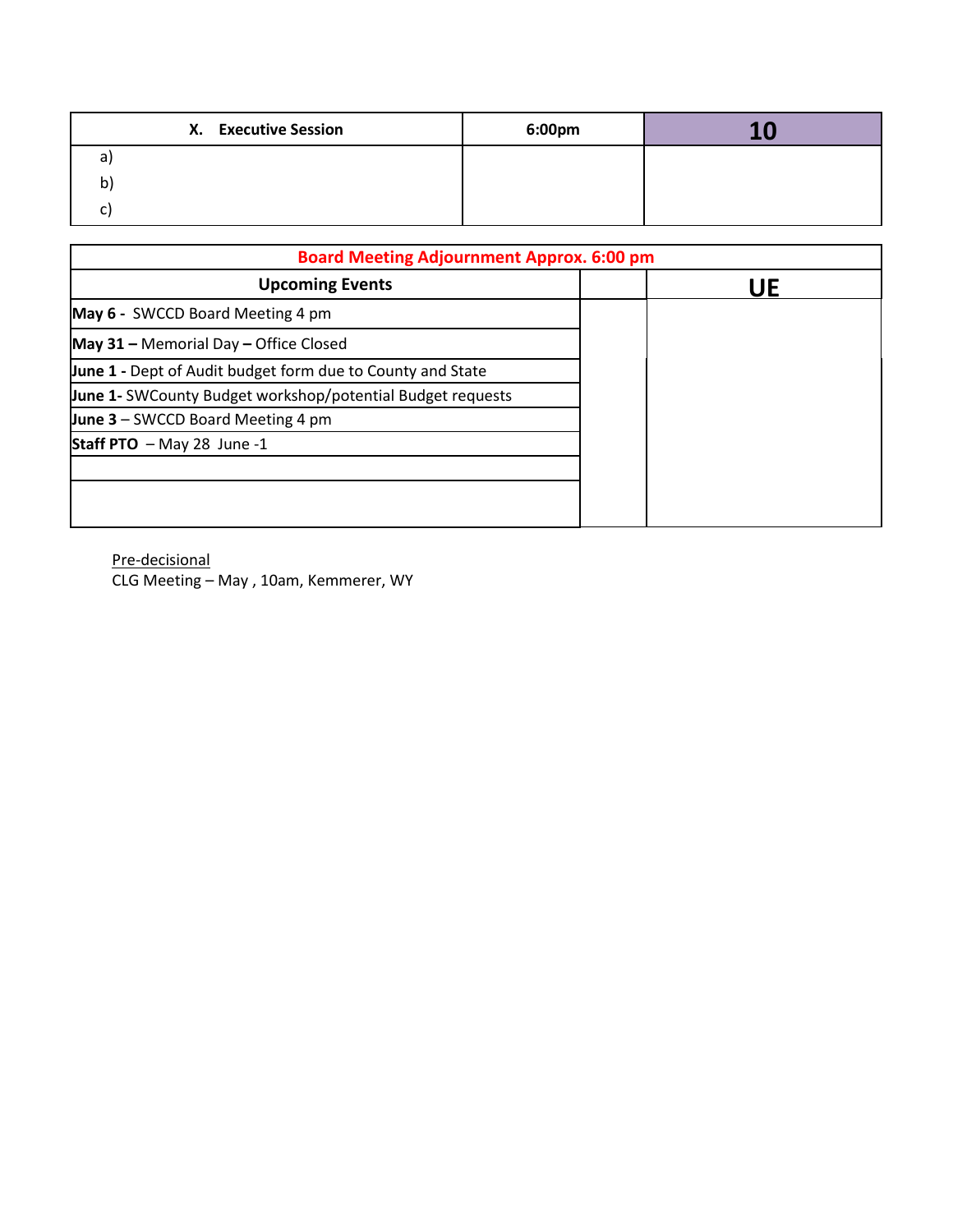| X. **Executive Session** | **6:00pm** | **10** |
|---|---|---|
| a)<br>b)<br>c) | | |

| **Board Meeting Adjournment Approx. 6:00 pm** | | |
|---|---|---|
| **Upcoming Events** | | **UE** |
| **May 6 -** SWCCD Board Meeting 4 pm | | |
| **May 31 –** Memorial Day **–** Office Closed | | |
| **June 1 -** Dept of Audit budget form due to County and State | | |
| **June 1-** SWCounty Budget workshop/potential Budget requests | | |
| **June 3** – SWCCD Board Meeting 4 pm | | |
| **Staff PTO** – May 28 June -1 | | |
| | | |
| | | |

Pre-decisional
CLG Meeting – May , 10am, Kemmerer, WY